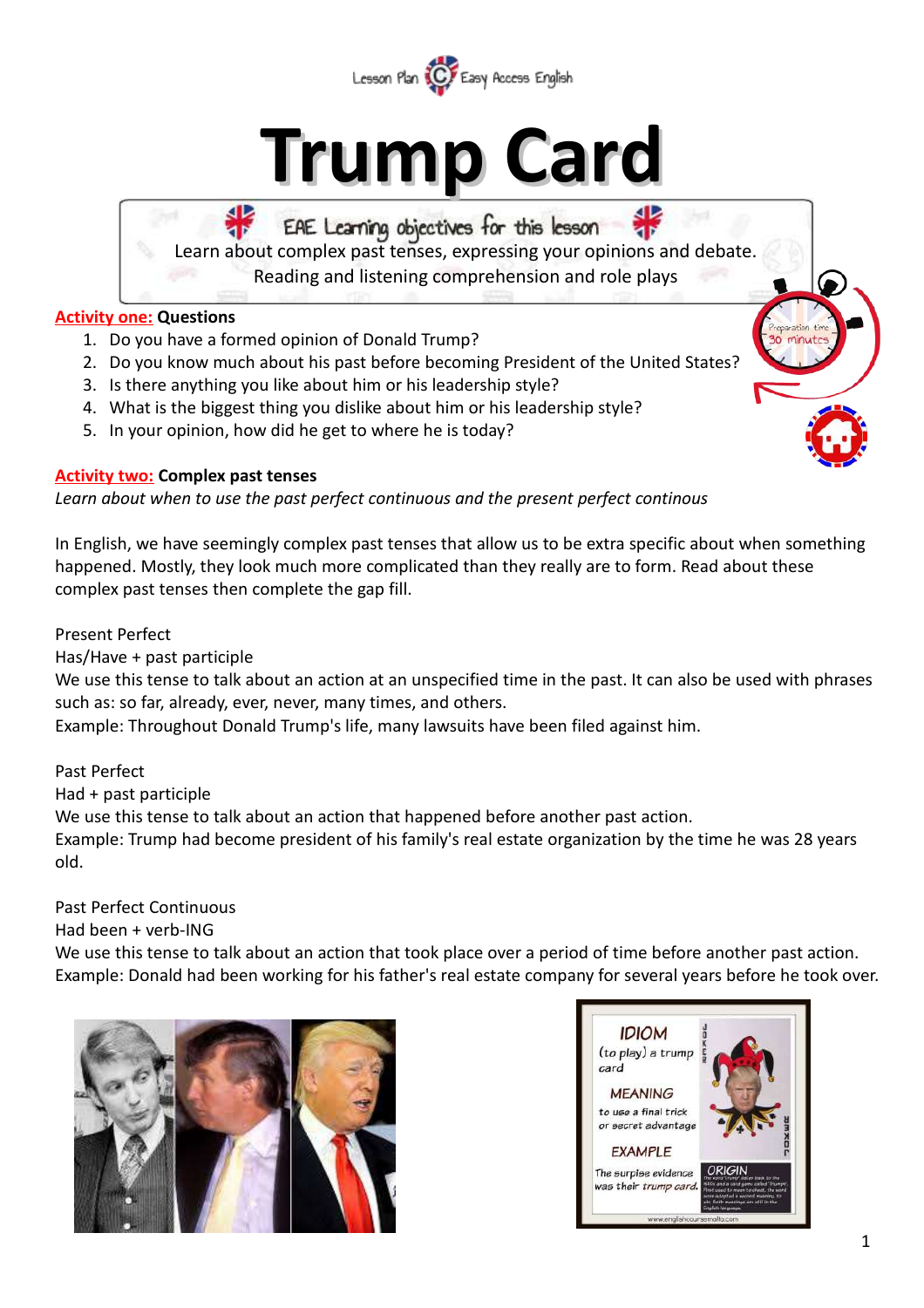Lesson Plan Easy Access English

# Trump Card

**EAE Learning objectives for this lesson**

Learn about complex past tenses, expressing your opinions and debate.
Reading and listening comprehension and role plays

Preparation time 30 minutes

## Activity one: Questions

1. Do you have a formed opinion of Donald Trump?
2. Do you know much about his past before becoming President of the United States?
3. Is there anything you like about him or his leadership style?
4. What is the biggest thing you dislike about him or his leadership style?
5. In your opinion, how did he get to where he is today?

## Activity two: Complex past tenses

*Learn about when to use the past perfect continuous and the present perfect continous*

In English, we have seemingly complex past tenses that allow us to be extra specific about when something happened. Mostly, they look much more complicated than they really are to form. Read about these complex past tenses then complete the gap fill.

Present Perfect
Has/Have + past participle
We use this tense to talk about an action at an unspecified time in the past. It can also be used with phrases such as: so far, already, ever, never, many times, and others.
Example: Throughout Donald Trump's life, many lawsuits have been filed against him.

Past Perfect
Had + past participle
We use this tense to talk about an action that happened before another past action.
Example: Trump had become president of his family's real estate organization by the time he was 28 years old.

Past Perfect Continuous
Had been + verb-ING
We use this tense to talk about an action that took place over a period of time before another past action.
Example: Donald had been working for his father's real estate company for several years before he took over.

IDIOM
(to play) a trump card

MEANING
to use a final trick or secret advantage

EXAMPLE
The surpise evidence was their *trump card*.

ORIGIN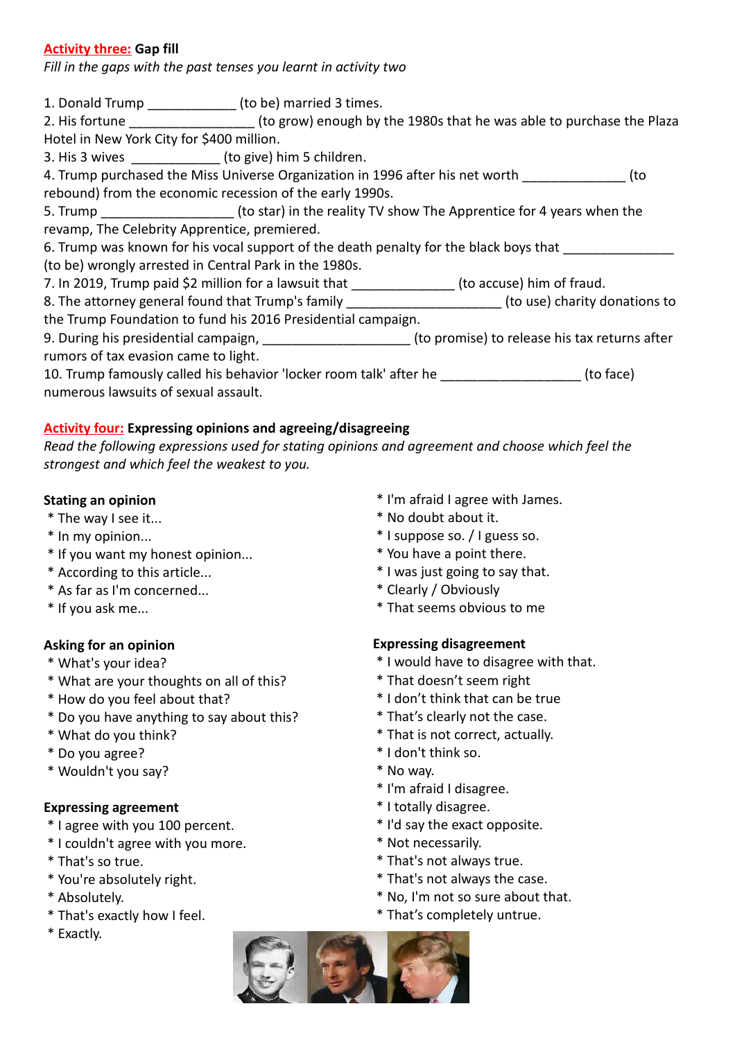**Activity three: Gap fill**

*Fill in the gaps with the past tenses you learnt in activity two*

1. Donald Trump ____________ (to be) married 3 times.
2. His fortune _________________ (to grow) enough by the 1980s that he was able to purchase the Plaza Hotel in New York City for $400 million.
3. His 3 wives ____________ (to give) him 5 children.
4. Trump purchased the Miss Universe Organization in 1996 after his net worth ______________ (to rebound) from the economic recession of the early 1990s.
5. Trump __________________ (to star) in the reality TV show The Apprentice for 4 years when the revamp, The Celebrity Apprentice, premiered.
6. Trump was known for his vocal support of the death penalty for the black boys that _______________ (to be) wrongly arrested in Central Park in the 1980s.
7. In 2019, Trump paid $2 million for a lawsuit that ______________ (to accuse) him of fraud.
8. The attorney general found that Trump's family ____________________ (to use) charity donations to the Trump Foundation to fund his 2016 Presidential campaign.
9. During his presidential campaign, ____________________ (to promise) to release his tax returns after rumors of tax evasion came to light.
10. Trump famously called his behavior 'locker room talk' after he ___________________ (to face) numerous lawsuits of sexual assault.

**Activity four: Expressing opinions and agreeing/disagreeing**

*Read the following expressions used for stating opinions and agreement and choose which feel the strongest and which feel the weakest to you.*

**Stating an opinion**
* The way I see it...
* In my opinion...
* If you want my honest opinion...
* According to this article...
* As far as I'm concerned...
* If you ask me...

**Asking for an opinion**
* What's your idea?
* What are your thoughts on all of this?
* How do you feel about that?
* Do you have anything to say about this?
* What do you think?
* Do you agree?
* Wouldn't you say?

**Expressing agreement**
* I agree with you 100 percent.
* I couldn't agree with you more.
* That's so true.
* You're absolutely right.
* Absolutely.
* That's exactly how I feel.
* Exactly.
* I'm afraid I agree with James.
* No doubt about it.
* I suppose so. / I guess so.
* You have a point there.
* I was just going to say that.
* Clearly / Obviously
* That seems obvious to me

**Expressing disagreement**
* I would have to disagree with that.
* That doesn't seem right
* I don't think that can be true
* That's clearly not the case.
* That is not correct, actually.
* I don't think so.
* No way.
* I'm afraid I disagree.
* I totally disagree.
* I'd say the exact opposite.
* Not necessarily.
* That's not always true.
* That's not always the case.
* No, I'm not so sure about that.
* That's completely untrue.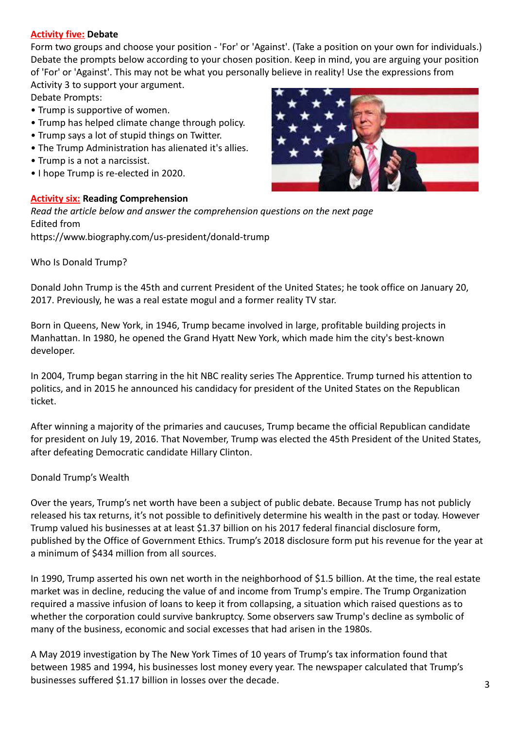**Activity five: Debate**

Form two groups and choose your position - 'For' or 'Against'. (Take a position on your own for individuals.) Debate the prompts below according to your chosen position. Keep in mind, you are arguing your position of 'For' or 'Against'. This may not be what you personally believe in reality! Use the expressions from Activity 3 to support your argument.

Debate Prompts:

- Trump is supportive of women.
- Trump has helped climate change through policy.
- Trump says a lot of stupid things on Twitter.
- The Trump Administration has alienated it's allies.
- Trump is a not a narcissist.
- I hope Trump is re-elected in 2020.

**Activity six: Reading Comprehension**

*Read the article below and answer the comprehension questions on the next page*

Edited from
https://www.biography.com/us-president/donald-trump

Who Is Donald Trump?

Donald John Trump is the 45th and current President of the United States; he took office on January 20, 2017. Previously, he was a real estate mogul and a former reality TV star.

Born in Queens, New York, in 1946, Trump became involved in large, profitable building projects in Manhattan. In 1980, he opened the Grand Hyatt New York, which made him the city's best-known developer.

In 2004, Trump began starring in the hit NBC reality series The Apprentice. Trump turned his attention to politics, and in 2015 he announced his candidacy for president of the United States on the Republican ticket.

After winning a majority of the primaries and caucuses, Trump became the official Republican candidate for president on July 19, 2016. That November, Trump was elected the 45th President of the United States, after defeating Democratic candidate Hillary Clinton.

Donald Trump's Wealth

Over the years, Trump's net worth have been a subject of public debate. Because Trump has not publicly released his tax returns, it's not possible to definitively determine his wealth in the past or today. However Trump valued his businesses at at least $1.37 billion on his 2017 federal financial disclosure form, published by the Office of Government Ethics. Trump's 2018 disclosure form put his revenue for the year at a minimum of $434 million from all sources.

In 1990, Trump asserted his own net worth in the neighborhood of $1.5 billion. At the time, the real estate market was in decline, reducing the value of and income from Trump's empire. The Trump Organization required a massive infusion of loans to keep it from collapsing, a situation which raised questions as to whether the corporation could survive bankruptcy. Some observers saw Trump's decline as symbolic of many of the business, economic and social excesses that had arisen in the 1980s.

A May 2019 investigation by The New York Times of 10 years of Trump's tax information found that between 1985 and 1994, his businesses lost money every year. The newspaper calculated that Trump's businesses suffered $1.17 billion in losses over the decade.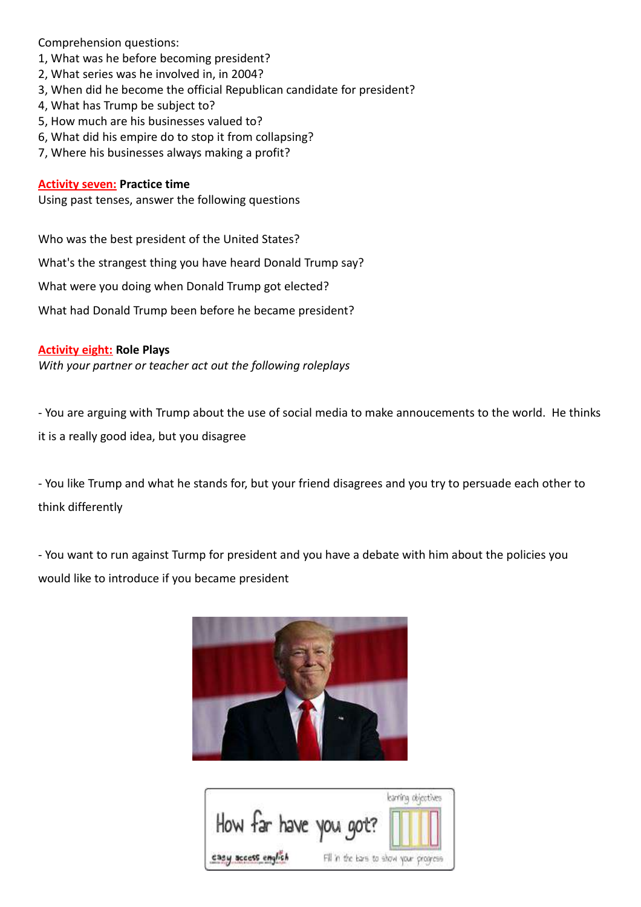Comprehension questions:

1, What was he before becoming president?
2, What series was he involved in, in 2004?
3, When did he become the official Republican candidate for president?
4, What has Trump be subject to?
5, How much are his businesses valued to?
6, What did his empire do to stop it from collapsing?
7, Where his businesses always making a profit?

**Activity seven: Practice time**

Using past tenses, answer the following questions

Who was the best president of the United States?

What's the strangest thing you have heard Donald Trump say?

What were you doing when Donald Trump got elected?

What had Donald Trump been before he became president?

**Activity eight: Role Plays**

*With your partner or teacher act out the following roleplays*

- You are arguing with Trump about the use of social media to make annoucements to the world. He thinks it is a really good idea, but you disagree

- You like Trump and what he stands for, but your friend disagrees and you try to persuade each other to think differently

- You want to run against Turmp for president and you have a debate with him about the policies you would like to introduce if you became president

How far have you got?

learning objectives

Fill in the bars to show your progress

easy access english